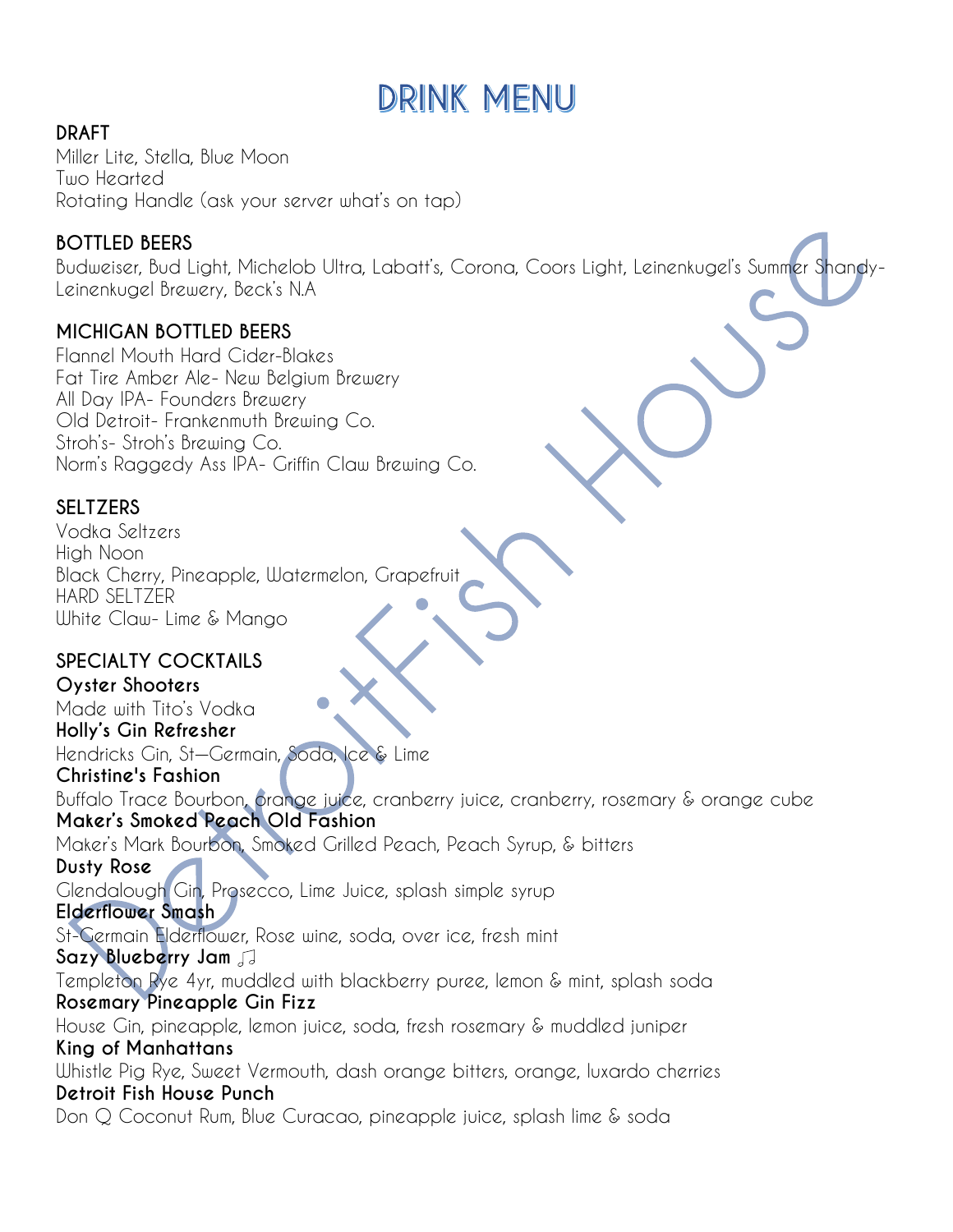# DRINK MENU

## DRAFT

Miller Lite, Stella, Blue Moon
Two Hearted
Rotating Handle (ask your server what's on tap)

## BOTTLED BEERS

Budweiser, Bud Light, Michelob Ultra, Labatt's, Corona, Coors Light, Leinenkugel's Summer Shandy-Leinenkugel Brewery, Beck's N.A

## MICHIGAN BOTTLED BEERS

Flannel Mouth Hard Cider-Blakes
Fat Tire Amber Ale- New Belgium Brewery
All Day IPA- Founders Brewery
Old Detroit- Frankenmuth Brewing Co.
Stroh's- Stroh's Brewing Co.
Norm's Raggedy Ass IPA- Griffin Claw Brewing Co.

## SELTZERS

Vodka Seltzers
High Noon
Black Cherry, Pineapple, Watermelon, Grapefruit
HARD SELTZER
White Claw- Lime & Mango

## SPECIALTY COCKTAILS

**Oyster Shooters**
Made with Tito's Vodka

**Holly's Gin Refresher**
Hendricks Gin, St—Germain, Soda, Ice & Lime

**Christine's Fashion**
Buffalo Trace Bourbon, orange juice, cranberry juice, cranberry, rosemary & orange cube

**Maker's Smoked Peach Old Fashion**
Maker's Mark Bourbon, Smoked Grilled Peach, Peach Syrup, & bitters

**Dusty Rose**
Glendalough Gin, Prosecco, Lime Juice, splash simple syrup

**Elderflower Smash**
St-Germain Elderflower, Rose wine, soda, over ice, fresh mint

**Sazy Blueberry Jam** ♫
Templeton Rye 4yr, muddled with blackberry puree, lemon & mint, splash soda

**Rosemary Pineapple Gin Fizz**
House Gin, pineapple, lemon juice, soda, fresh rosemary & muddled juniper

**King of Manhattans**
Whistle Pig Rye, Sweet Vermouth, dash orange bitters, orange, luxardo cherries

**Detroit Fish House Punch**
Don Q Coconut Rum, Blue Curacao, pineapple juice, splash lime & soda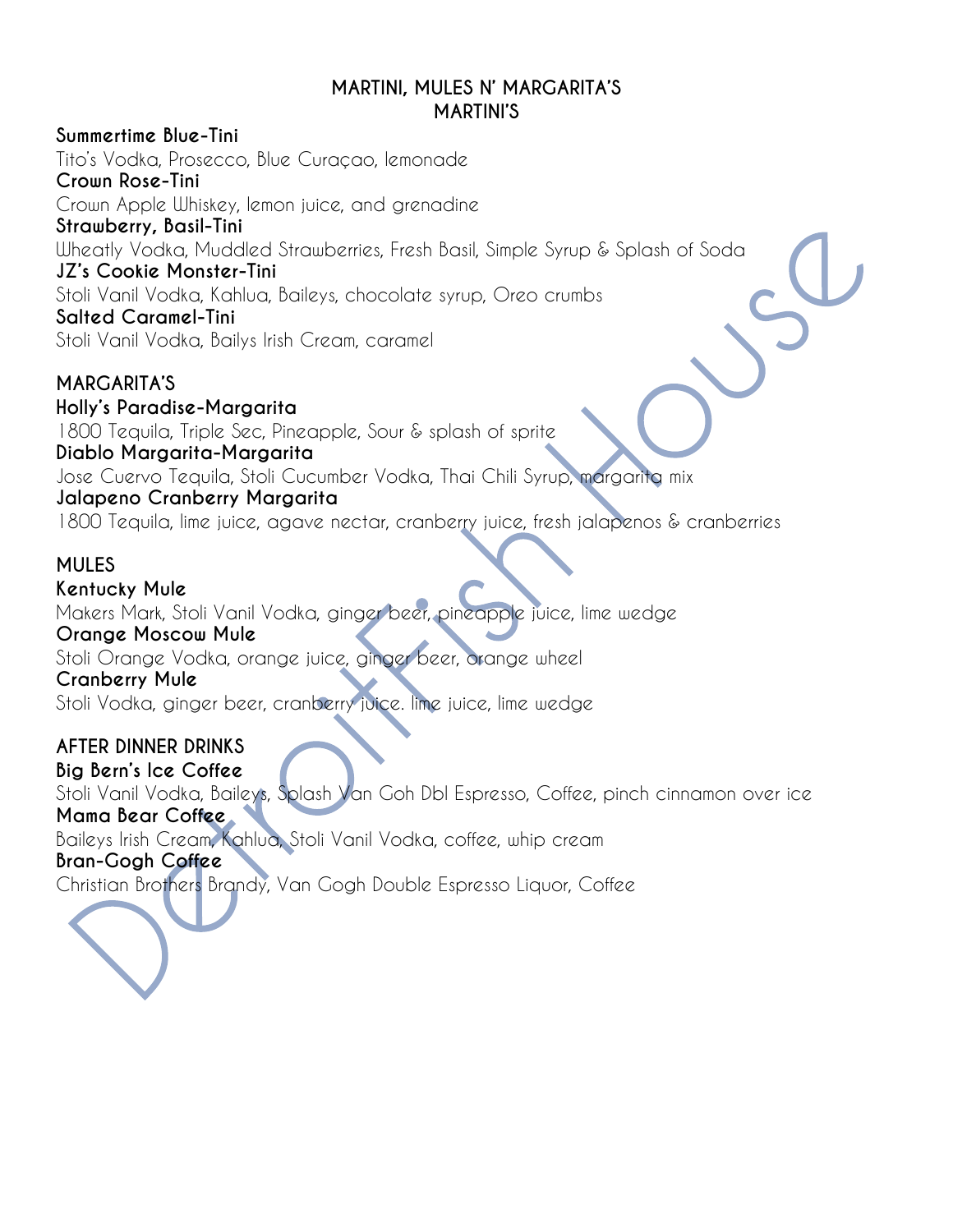## MARTINI, MULES N' MARGARITA'S
## MARTINI'S

**Summertime Blue-Tini**
Tito's Vodka, Prosecco, Blue Curaçao, lemonade

**Crown Rose-Tini**
Crown Apple Whiskey, lemon juice, and grenadine

**Strawberry, Basil-Tini**
Wheatly Vodka, Muddled Strawberries, Fresh Basil, Simple Syrup & Splash of Soda

**JZ's Cookie Monster-Tini**
Stoli Vanil Vodka, Kahlua, Baileys, chocolate syrup, Oreo crumbs

**Salted Caramel-Tini**
Stoli Vanil Vodka, Bailys Irish Cream, caramel

## MARGARITA'S

**Holly's Paradise-Margarita**
1800 Tequila, Triple Sec, Pineapple, Sour & splash of sprite

**Diablo Margarita-Margarita**
Jose Cuervo Tequila, Stoli Cucumber Vodka, Thai Chili Syrup, margarita mix

**Jalapeno Cranberry Margarita**
1800 Tequila, lime juice, agave nectar, cranberry juice, fresh jalapenos & cranberries

## MULES

**Kentucky Mule**
Makers Mark, Stoli Vanil Vodka, ginger beer, pineapple juice, lime wedge

**Orange Moscow Mule**
Stoli Orange Vodka, orange juice, ginger beer, orange wheel

**Cranberry Mule**
Stoli Vodka, ginger beer, cranberry juice. lime juice, lime wedge

## AFTER DINNER DRINKS

**Big Bern's Ice Coffee**
Stoli Vanil Vodka, Baileys, Splash Van Goh Dbl Espresso, Coffee, pinch cinnamon over ice

**Mama Bear Coffee**
Baileys Irish Cream, Kahlua, Stoli Vanil Vodka, coffee, whip cream

**Bran-Gogh Coffee**
Christian Brothers Brandy, Van Gogh Double Espresso Liquor, Coffee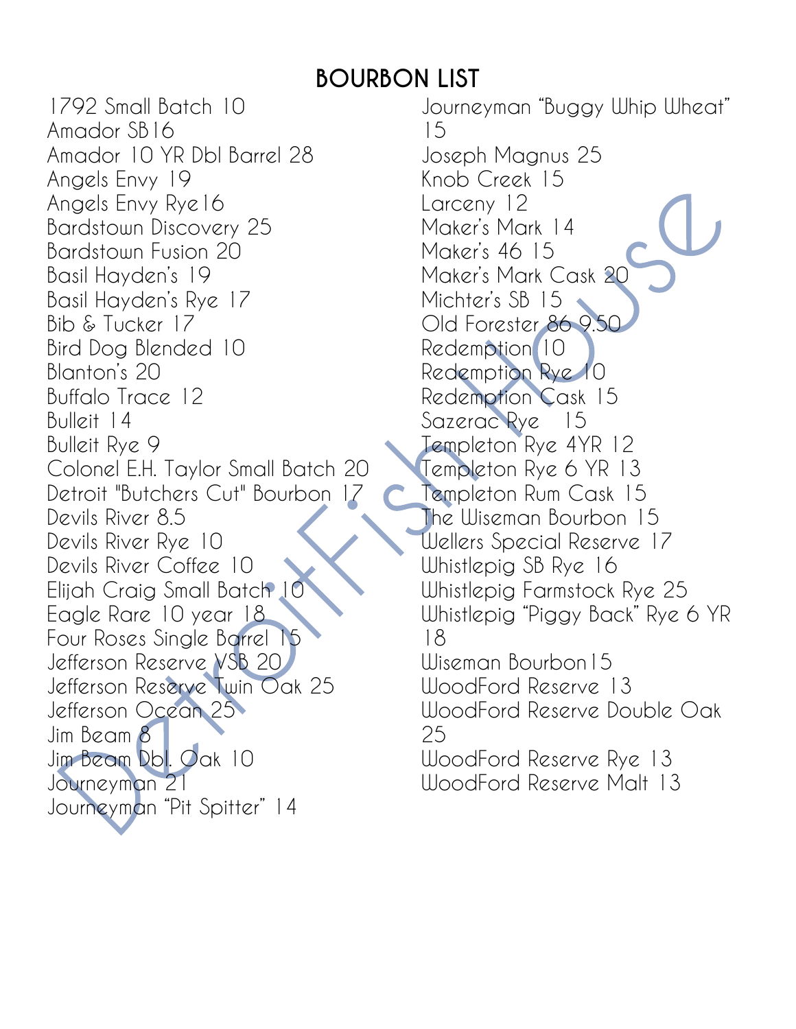# BOURBON LIST

1792 Small Batch 10
Amador SB16
Amador 10 YR Dbl Barrel 28
Angels Envy 19
Angels Envy Rye16
Bardstown Discovery 25
Bardstown Fusion 20
Basil Hayden's 19
Basil Hayden's Rye 17
Bib & Tucker 17
Bird Dog Blended 10
Blanton's 20
Buffalo Trace 12
Bulleit 14
Bulleit Rye 9
Colonel E.H. Taylor Small Batch 20
Detroit "Butchers Cut" Bourbon 17
Devils River 8.5
Devils River Rye 10
Devils River Coffee 10
Elijah Craig Small Batch 10
Eagle Rare 10 year 18
Four Roses Single Barrel 15
Jefferson Reserve VSB 20
Jefferson Reserve Twin Oak 25
Jefferson Ocean 25
Jim Beam 8
Jim Beam Dbl. Oak 10
Journeyman 21
Journeyman "Pit Spitter" 14
Journeyman "Buggy Whip Wheat" 15
Joseph Magnus 25
Knob Creek 15
Larceny 12
Maker's Mark 14
Maker's 46 15
Maker's Mark Cask 20
Michter's SB 15
Old Forester 86 9.50
Redemption 10
Redemption Rye 10
Redemption Cask 15
Sazerac Rye 15
Templeton Rye 4YR 12
Templeton Rye 6 YR 13
Templeton Rum Cask 15
The Wiseman Bourbon 15
Wellers Special Reserve 17
Whistlepig SB Rye 16
Whistlepig Farmstock Rye 25
Whistlepig "Piggy Back" Rye 6 YR 18
Wiseman Bourbon15
WoodFord Reserve 13
WoodFord Reserve Double Oak 25
WoodFord Reserve Rye 13
WoodFord Reserve Malt 13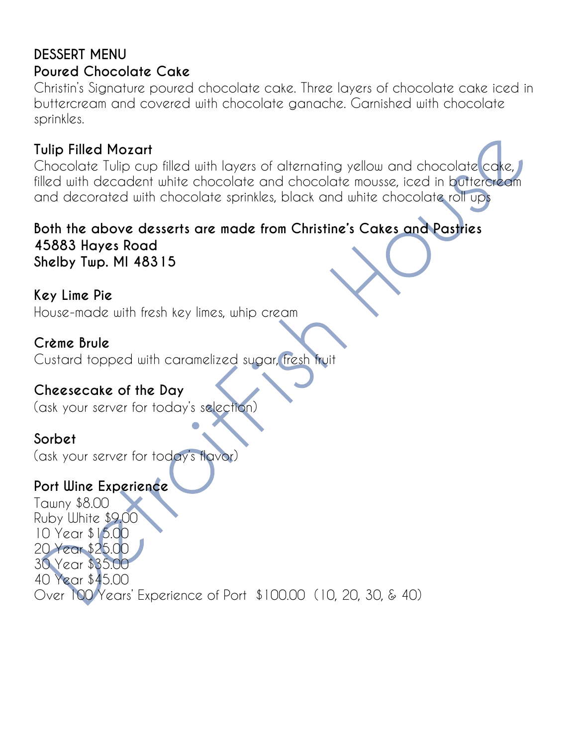# DESSERT MENU

## Poured Chocolate Cake

Christin's Signature poured chocolate cake. Three layers of chocolate cake iced in buttercream and covered with chocolate ganache. Garnished with chocolate sprinkles.

## Tulip Filled Mozart

Chocolate Tulip cup filled with layers of alternating yellow and chocolate cake, filled with decadent white chocolate and chocolate mousse, iced in buttercream and decorated with chocolate sprinkles, black and white chocolate roll ups

**Both the above desserts are made from Christine's Cakes and Pastries**
**45883 Hayes Road**
**Shelby Twp. MI 48315**

## Key Lime Pie

House-made with fresh key limes, whip cream

## Crème Brule

Custard topped with caramelized sugar, fresh fruit

## Cheesecake of the Day

(ask your server for today's selection)

## Sorbet

(ask your server for today's flavor)

## Port Wine Experience

Tawny $8.00
Ruby White $9.00
10 Year $15.00
20 Year $25.00
30 Year $35.00
40 Year $45.00
Over 100 Years' Experience of Port $100.00 (10, 20, 30, & 40)

Detroit Fish House